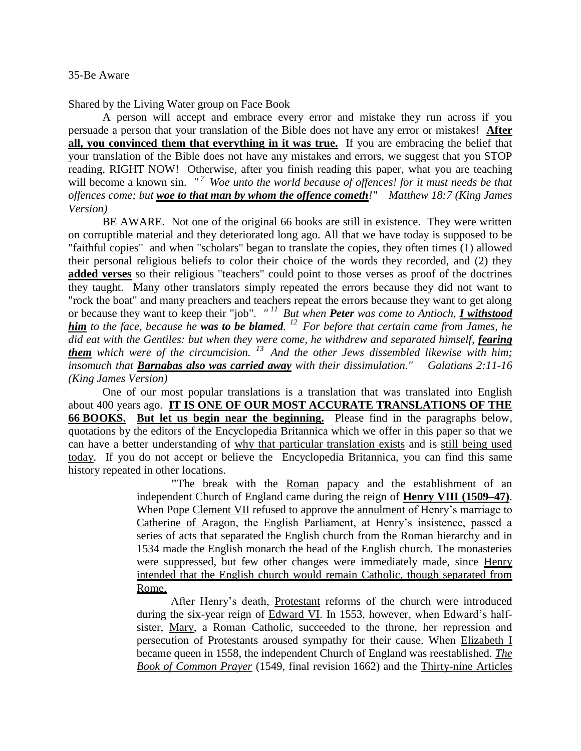35-Be Aware

Shared by the Living Water group on Face Book

A person will accept and embrace every error and mistake they run across if you persuade a person that your translation of the Bible does not have any error or mistakes! **After all, you convinced them that everything in it was true.** If you are embracing the belief that your translation of the Bible does not have any mistakes and errors, we suggest that you STOP reading, RIGHT NOW! Otherwise, after you finish reading this paper, what you are teaching will become a known sin. *"[7] Woe unto the world because of offences! for it must needs be that offences come; but **woe to that man by whom the offence cometh**!" Matthew 18:7 (King James Version)*

BE AWARE. Not one of the original 66 books are still in existence. They were written on corruptible material and they deteriorated long ago. All that we have today is supposed to be "faithful copies" and when "scholars" began to translate the copies, they often times (1) allowed their personal religious beliefs to color their choice of the words they recorded, and (2) they **added verses** so their religious "teachers" could point to those verses as proof of the doctrines they taught. Many other translators simply repeated the errors because they did not want to "rock the boat" and many preachers and teachers repeat the errors because they want to get along or because they want to keep their "job". *"[11] But when **Peter** was come to Antioch, **I withstood him** to the face, because he **was to be blamed**. [12] For before that certain came from James, he did eat with the Gentiles: but when they were come, he withdrew and separated himself, **fearing them** which were of the circumcision. [13] And the other Jews dissembled likewise with him; insomuch that **Barnabas also was carried away** with their dissimulation." Galatians 2:11-16 (King James Version)*

One of our most popular translations is a translation that was translated into English about 400 years ago. **IT IS ONE OF OUR MOST ACCURATE TRANSLATIONS OF THE 66 BOOKS. But let us begin near the beginning.** Please find in the paragraphs below, quotations by the editors of the Encyclopedia Britannica which we offer in this paper so that we can have a better understanding of why that particular translation exists and is still being used today. If you do not accept or believe the Encyclopedia Britannica, you can find this same history repeated in other locations.

> "The break with the Roman papacy and the establishment of an independent Church of England came during the reign of **Henry VIII (1509–47)**. When Pope Clement VII refused to approve the annulment of Henry's marriage to Catherine of Aragon, the English Parliament, at Henry's insistence, passed a series of acts that separated the English church from the Roman hierarchy and in 1534 made the English monarch the head of the English church. The monasteries were suppressed, but few other changes were immediately made, since Henry intended that the English church would remain Catholic, though separated from Rome.
>
> After Henry's death, Protestant reforms of the church were introduced during the six-year reign of Edward VI. In 1553, however, when Edward's half-sister, Mary, a Roman Catholic, succeeded to the throne, her repression and persecution of Protestants aroused sympathy for their cause. When Elizabeth I became queen in 1558, the independent Church of England was reestablished. *The Book of Common Prayer* (1549, final revision 1662) and the Thirty-nine Articles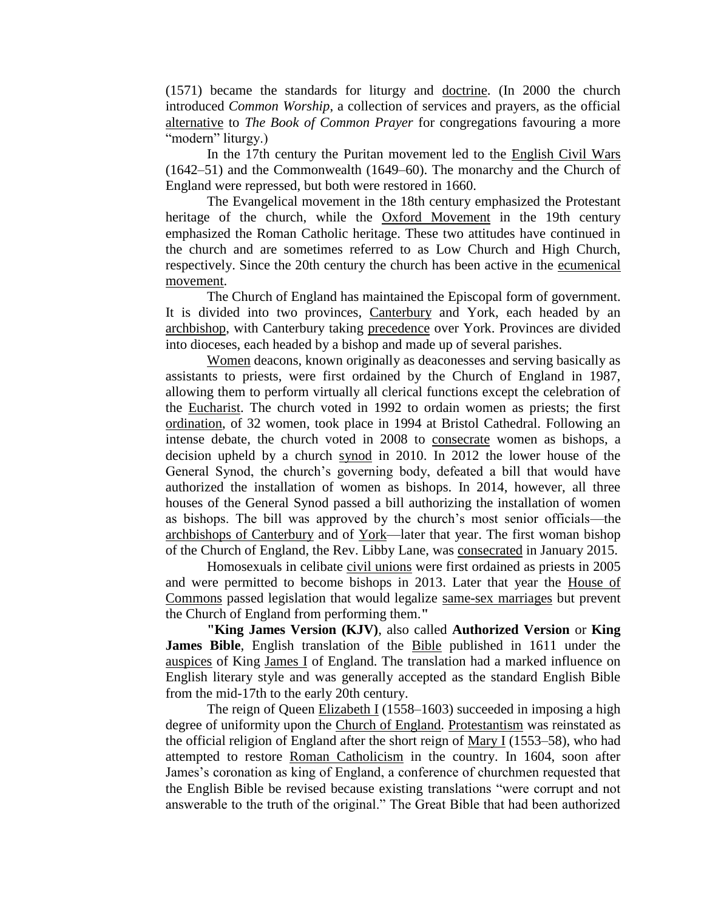(1571) became the standards for liturgy and doctrine. (In 2000 the church introduced *Common Worship*, a collection of services and prayers, as the official alternative to *The Book of Common Prayer* for congregations favouring a more "modern" liturgy.)

In the 17th century the Puritan movement led to the English Civil Wars (1642–51) and the Commonwealth (1649–60). The monarchy and the Church of England were repressed, but both were restored in 1660.

The Evangelical movement in the 18th century emphasized the Protestant heritage of the church, while the Oxford Movement in the 19th century emphasized the Roman Catholic heritage. These two attitudes have continued in the church and are sometimes referred to as Low Church and High Church, respectively. Since the 20th century the church has been active in the ecumenical movement.

The Church of England has maintained the Episcopal form of government. It is divided into two provinces, Canterbury and York, each headed by an archbishop, with Canterbury taking precedence over York. Provinces are divided into dioceses, each headed by a bishop and made up of several parishes.

Women deacons, known originally as deaconesses and serving basically as assistants to priests, were first ordained by the Church of England in 1987, allowing them to perform virtually all clerical functions except the celebration of the Eucharist. The church voted in 1992 to ordain women as priests; the first ordination, of 32 women, took place in 1994 at Bristol Cathedral. Following an intense debate, the church voted in 2008 to consecrate women as bishops, a decision upheld by a church synod in 2010. In 2012 the lower house of the General Synod, the church's governing body, defeated a bill that would have authorized the installation of women as bishops. In 2014, however, all three houses of the General Synod passed a bill authorizing the installation of women as bishops. The bill was approved by the church's most senior officials—the archbishops of Canterbury and of York—later that year. The first woman bishop of the Church of England, the Rev. Libby Lane, was consecrated in January 2015.

Homosexuals in celibate civil unions were first ordained as priests in 2005 and were permitted to become bishops in 2013. Later that year the House of Commons passed legislation that would legalize same-sex marriages but prevent the Church of England from performing them."

"**King James Version (KJV)**, also called **Authorized Version** or **King James Bible**, English translation of the Bible published in 1611 under the auspices of King James I of England. The translation had a marked influence on English literary style and was generally accepted as the standard English Bible from the mid-17th to the early 20th century.

The reign of Queen Elizabeth I (1558–1603) succeeded in imposing a high degree of uniformity upon the Church of England. Protestantism was reinstated as the official religion of England after the short reign of Mary I (1553–58), who had attempted to restore Roman Catholicism in the country. In 1604, soon after James's coronation as king of England, a conference of churchmen requested that the English Bible be revised because existing translations "were corrupt and not answerable to the truth of the original." The Great Bible that had been authorized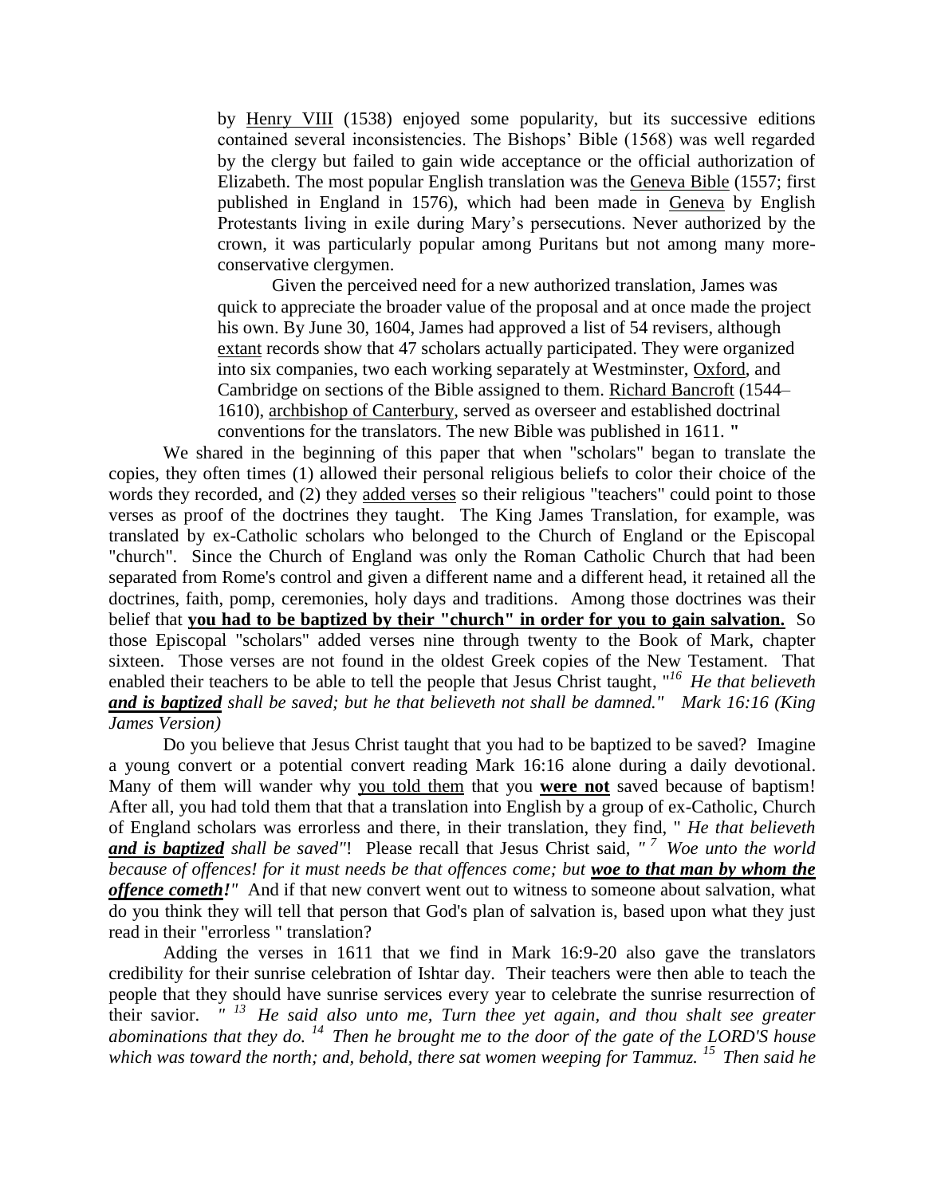by Henry VIII (1538) enjoyed some popularity, but its successive editions contained several inconsistencies. The Bishops' Bible (1568) was well regarded by the clergy but failed to gain wide acceptance or the official authorization of Elizabeth. The most popular English translation was the Geneva Bible (1557; first published in England in 1576), which had been made in Geneva by English Protestants living in exile during Mary's persecutions. Never authorized by the crown, it was particularly popular among Puritans but not among many more-conservative clergymen.

Given the perceived need for a new authorized translation, James was quick to appreciate the broader value of the proposal and at once made the project his own. By June 30, 1604, James had approved a list of 54 revisers, although extant records show that 47 scholars actually participated. They were organized into six companies, two each working separately at Westminster, Oxford, and Cambridge on sections of the Bible assigned to them. Richard Bancroft (1544–1610), archbishop of Canterbury, served as overseer and established doctrinal conventions for the translators. The new Bible was published in 1611. "

We shared in the beginning of this paper that when "scholars" began to translate the copies, they often times (1) allowed their personal religious beliefs to color their choice of the words they recorded, and (2) they added verses so their religious "teachers" could point to those verses as proof of the doctrines they taught. The King James Translation, for example, was translated by ex-Catholic scholars who belonged to the Church of England or the Episcopal "church". Since the Church of England was only the Roman Catholic Church that had been separated from Rome's control and given a different name and a different head, it retained all the doctrines, faith, pomp, ceremonies, holy days and traditions. Among those doctrines was their belief that **you had to be baptized by their "church" in order for you to gain salvation.** So those Episcopal "scholars" added verses nine through twenty to the Book of Mark, chapter sixteen. Those verses are not found in the oldest Greek copies of the New Testament. That enabled their teachers to be able to tell the people that Jesus Christ taught, "[16] *He that believeth **and is baptized** shall be saved; but he that believeth not shall be damned." Mark 16:16 (King James Version)*

Do you believe that Jesus Christ taught that you had to be baptized to be saved? Imagine a young convert or a potential convert reading Mark 16:16 alone during a daily devotional. Many of them will wander why you told them that you **were not** saved because of baptism! After all, you had told them that that a translation into English by a group of ex-Catholic, Church of England scholars was errorless and there, in their translation, they find, " *He that believeth **and is baptized** shall be saved"*! Please recall that Jesus Christ said, *" [7] Woe unto the world because of offences! for it must needs be that offences come; but **woe to that man by whom the offence cometh**!"* And if that new convert went out to witness to someone about salvation, what do you think they will tell that person that God's plan of salvation is, based upon what they just read in their "errorless " translation?

Adding the verses in 1611 that we find in Mark 16:9-20 also gave the translators credibility for their sunrise celebration of Ishtar day. Their teachers were then able to teach the people that they should have sunrise services every year to celebrate the sunrise resurrection of their savior. *" [13] He said also unto me, Turn thee yet again, and thou shalt see greater abominations that they do. [14] Then he brought me to the door of the gate of the LORD'S house which was toward the north; and, behold, there sat women weeping for Tammuz. [15] Then said he*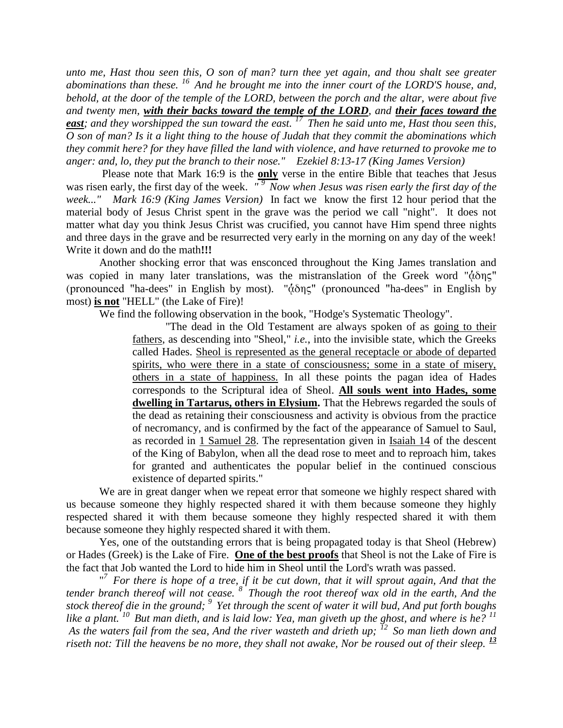*unto me, Hast thou seen this, O son of man? turn thee yet again, and thou shalt see greater abominations than these. [16] And he brought me into the inner court of the LORD'S house, and, behold, at the door of the temple of the LORD, between the porch and the altar, were about five and twenty men, **with their backs toward the temple of the LORD**, and **their faces toward the east**; and they worshipped the sun toward the east. [17] Then he said unto me, Hast thou seen this, O son of man? Is it a light thing to the house of Judah that they commit the abominations which they commit here? for they have filled the land with violence, and have returned to provoke me to anger: and, lo, they put the branch to their nose." Ezekiel 8:13-17 (King James Version)*

Please note that Mark 16:9 is the **only** verse in the entire Bible that teaches that Jesus was risen early, the first day of the week. *" [9] Now when Jesus was risen early the first day of the week..." Mark 16:9 (King James Version)* In fact we know the first 12 hour period that the material body of Jesus Christ spent in the grave was the period we call "night". It does not matter what day you think Jesus Christ was crucified, you cannot have Him spend three nights and three days in the grave and be resurrected very early in the morning on any day of the week! Write it down and do the math**!!!**

Another shocking error that was ensconced throughout the King James translation and was copied in many later translations, was the mistranslation of the Greek word "ᾅδης" (pronounced "ha-dees" in English by most). "ᾅδης" (pronounced "ha-dees" in English by most) **is not** "HELL" (the Lake of Fire)!

We find the following observation in the book, "Hodge's Systematic Theology".

> "The dead in the Old Testament are always spoken of as going to their fathers, as descending into "Sheol," *i.e.*, into the invisible state, which the Greeks called Hades. Sheol is represented as the general receptacle or abode of departed spirits, who were there in a state of consciousness; some in a state of misery, others in a state of happiness. In all these points the pagan idea of Hades corresponds to the Scriptural idea of Sheol. **All souls went into Hades, some dwelling in Tartarus, others in Elysium.** That the Hebrews regarded the souls of the dead as retaining their consciousness and activity is obvious from the practice of necromancy, and is confirmed by the fact of the appearance of Samuel to Saul, as recorded in 1 Samuel 28. The representation given in Isaiah 14 of the descent of the King of Babylon, when all the dead rose to meet and to reproach him, takes for granted and authenticates the popular belief in the continued conscious existence of departed spirits."

We are in great danger when we repeat error that someone we highly respect shared with us because someone they highly respected shared it with them because someone they highly respected shared it with them because someone they highly respected shared it with them because someone they highly respected shared it with them.

Yes, one of the outstanding errors that is being propagated today is that Sheol (Hebrew) or Hades (Greek) is the Lake of Fire. **One of the best proofs** that Sheol is not the Lake of Fire is the fact that Job wanted the Lord to hide him in Sheol until the Lord's wrath was passed.

*"[7] For there is hope of a tree, if it be cut down, that it will sprout again, And that the tender branch thereof will not cease. [8] Though the root thereof wax old in the earth, And the stock thereof die in the ground; [9] Yet through the scent of water it will bud, And put forth boughs like a plant. [10] But man dieth, and is laid low: Yea, man giveth up the ghost, and where is he? [11] As the waters fail from the sea, And the river wasteth and drieth up; [12] So man lieth down and riseth not: Till the heavens be no more, they shall not awake, Nor be roused out of their sleep. [13]*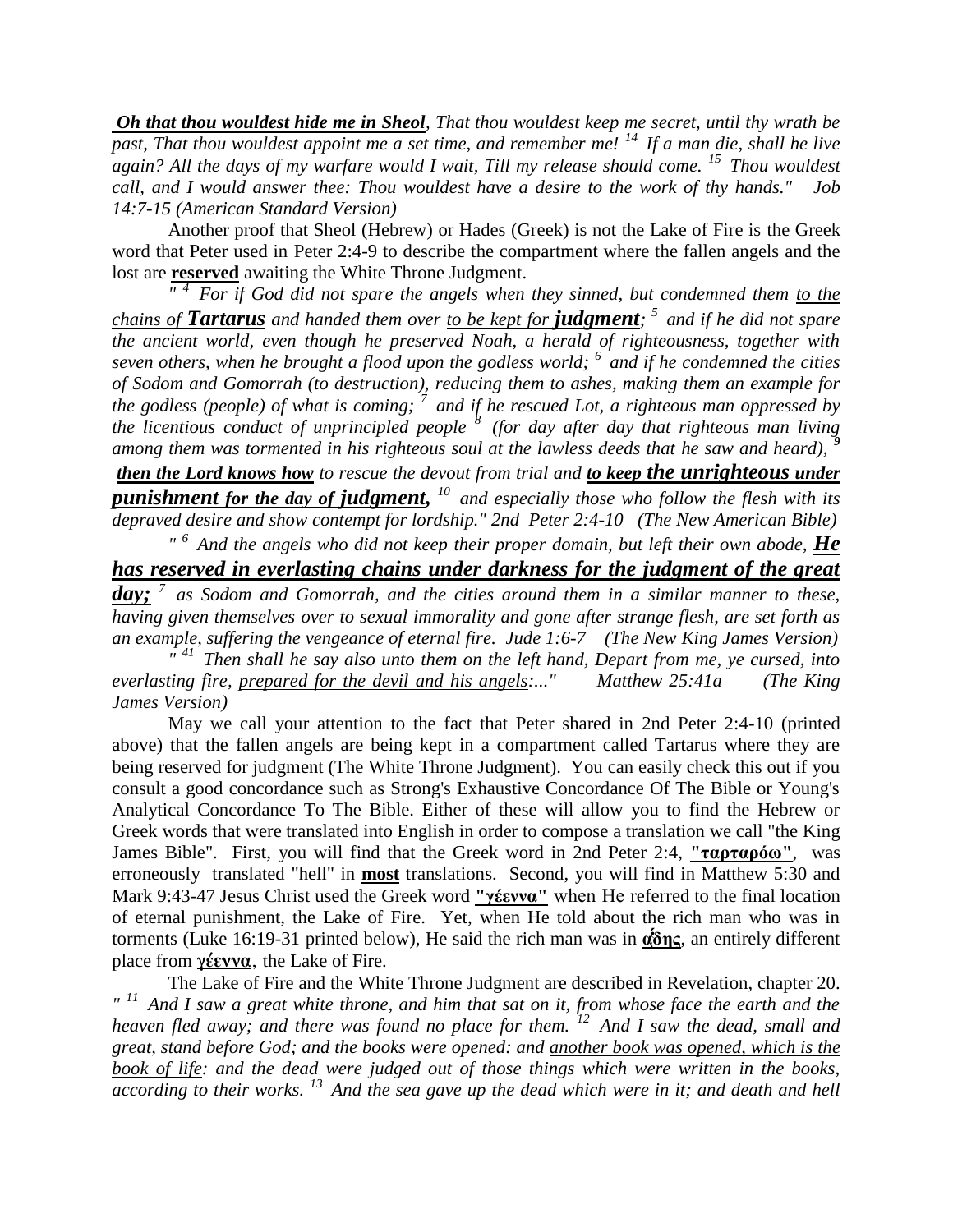***Oh that thou wouldest hide me in Sheol***, *That thou wouldest keep me secret, until thy wrath be past, That thou wouldest appoint me a set time, and remember me! [14] If a man die, shall he live again? All the days of my warfare would I wait, Till my release should come. [15] Thou wouldest call, and I would answer thee: Thou wouldest have a desire to the work of thy hands." Job 14:7-15 (American Standard Version)*

Another proof that Sheol (Hebrew) or Hades (Greek) is not the Lake of Fire is the Greek word that Peter used in Peter 2:4-9 to describe the compartment where the fallen angels and the lost are **reserved** awaiting the White Throne Judgment.

*" [4] For if God did not spare the angels when they sinned, but condemned them to the chains of **Tartarus** and handed them over to be kept for **judgment**; [5] and if he did not spare the ancient world, even though he preserved Noah, a herald of righteousness, together with seven others, when he brought a flood upon the godless world; [6] and if he condemned the cities of Sodom and Gomorrah (to destruction), reducing them to ashes, making them an example for the godless (people) of what is coming; [7] and if he rescued Lot, a righteous man oppressed by the licentious conduct of unprincipled people [8] (for day after day that righteous man living among them was tormented in his righteous soul at the lawless deeds that he saw and heard), [9] **then the Lord knows how** to rescue the devout from trial and **to keep the unrighteous under punishment for the day of judgment,** [10] and especially those who follow the flesh with its depraved desire and show contempt for lordship." 2nd Peter 2:4-10 (The New American Bible)*

*" [6] And the angels who did not keep their proper domain, but left their own abode, **He has reserved in everlasting chains under darkness for the judgment of the great day;** [7] as Sodom and Gomorrah, and the cities around them in a similar manner to these, having given themselves over to sexual immorality and gone after strange flesh, are set forth as an example, suffering the vengeance of eternal fire. Jude 1:6-7 (The New King James Version)*

*" [41] Then shall he say also unto them on the left hand, Depart from me, ye cursed, into everlasting fire, prepared for the devil and his angels:..." Matthew 25:41a (The King James Version)*

May we call your attention to the fact that Peter shared in 2nd Peter 2:4-10 (printed above) that the fallen angels are being kept in a compartment called Tartarus where they are being reserved for judgment (The White Throne Judgment). You can easily check this out if you consult a good concordance such as Strong's Exhaustive Concordance Of The Bible or Young's Analytical Concordance To The Bible. Either of these will allow you to find the Hebrew or Greek words that were translated into English in order to compose a translation we call "the King James Bible". First, you will find that the Greek word in 2nd Peter 2:4, **"ταρταρόω"**, was erroneously translated "hell" in **most** translations. Second, you will find in Matthew 5:30 and Mark 9:43-47 Jesus Christ used the Greek word **"γέεννα"** when He referred to the final location of eternal punishment, the Lake of Fire. Yet, when He told about the rich man who was in torments (Luke 16:19-31 printed below), He said the rich man was in **ᾅδης**, an entirely different place from **γέεννα**, the Lake of Fire.

The Lake of Fire and the White Throne Judgment are described in Revelation, chapter 20. *" [11] And I saw a great white throne, and him that sat on it, from whose face the earth and the heaven fled away; and there was found no place for them. [12] And I saw the dead, small and great, stand before God; and the books were opened: and another book was opened, which is the book of life: and the dead were judged out of those things which were written in the books, according to their works. [13] And the sea gave up the dead which were in it; and death and hell*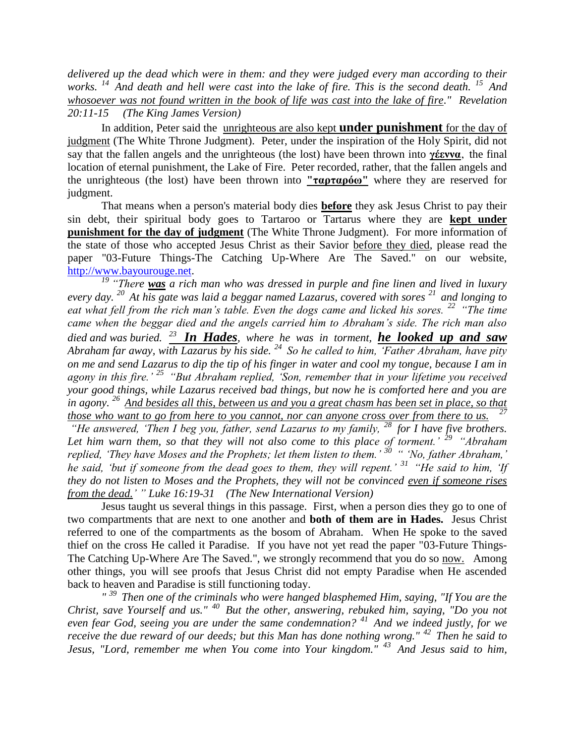*delivered up the dead which were in them: and they were judged every man according to their works.* [14] *And death and hell were cast into the lake of fire. This is the second death.* [15] *And <u>whosoever was not found written in the book of life was cast into the lake of fire</u>." Revelation 20:11-15 (The King James Version)*

In addition, Peter said the <u>unrighteous are also kept **under punishment** for the day of judgment</u> (The White Throne Judgment). Peter, under the inspiration of the Holy Spirit, did not say that the fallen angels and the unrighteous (the lost) have been thrown into <u>**γέεννα**</u>, the final location of eternal punishment, the Lake of Fire. Peter recorded, rather, that the fallen angels and the unrighteous (the lost) have been thrown into <u>**"ταρταρόω"**</u> where they are reserved for judgment.

That means when a person's material body dies <u>**before**</u> they ask Jesus Christ to pay their sin debt, their spiritual body goes to Tartaroo or Tartarus where they are <u>**kept under punishment for the day of judgment**</u> (The White Throne Judgment). For more information of the state of those who accepted Jesus Christ as their Savior <u>before they died</u>, please read the paper "03-Future Things-The Catching Up-Where Are The Saved." on our website, http://www.bayourouge.net.

*[19] "There **<u>was</u>** a rich man who was dressed in purple and fine linen and lived in luxury every day. [20] At his gate was laid a beggar named Lazarus, covered with sores [21] and longing to eat what fell from the rich man's table. Even the dogs came and licked his sores. [22] "The time came when the beggar died and the angels carried him to Abraham's side. The rich man also died and was buried. [23] **<u>In Hades</u>**, where he was in torment, **<u>he looked up and saw</u>** Abraham far away, with Lazarus by his side. [24] So he called to him, 'Father Abraham, have pity on me and send Lazarus to dip the tip of his finger in water and cool my tongue, because I am in agony in this fire.' [25] "But Abraham replied, 'Son, remember that in your lifetime you received your good things, while Lazarus received bad things, but now he is comforted here and you are in agony. [26] <u>And besides all this, between us and you a great chasm has been set in place, so that those who want to go from here to you cannot, nor can anyone cross over from there to us.</u> [27] "He answered, 'Then I beg you, father, send Lazarus to my family, [28] for I have five brothers. Let him warn them, so that they will not also come to this place of torment.' [29] "Abraham replied, 'They have Moses and the Prophets; let them listen to them.' [30] " 'No, father Abraham,' he said, 'but if someone from the dead goes to them, they will repent.' [31] "He said to him, 'If they do not listen to Moses and the Prophets, they will not be convinced <u>even if someone rises from the dead.</u>' " Luke 16:19-31 (The New International Version)*

Jesus taught us several things in this passage. First, when a person dies they go to one of two compartments that are next to one another and **both of them are in Hades.** Jesus Christ referred to one of the compartments as the bosom of Abraham. When He spoke to the saved thief on the cross He called it Paradise. If you have not yet read the paper "03-Future Things-The Catching Up-Where Are The Saved.", we strongly recommend that you do so <u>now.</u> Among other things, you will see proofs that Jesus Christ did not empty Paradise when He ascended back to heaven and Paradise is still functioning today.

*" [39] Then one of the criminals who were hanged blasphemed Him, saying, "If You are the Christ, save Yourself and us." [40] But the other, answering, rebuked him, saying, "Do you not even fear God, seeing you are under the same condemnation? [41] And we indeed justly, for we receive the due reward of our deeds; but this Man has done nothing wrong." [42] Then he said to Jesus, "Lord, remember me when You come into Your kingdom." [43] And Jesus said to him,*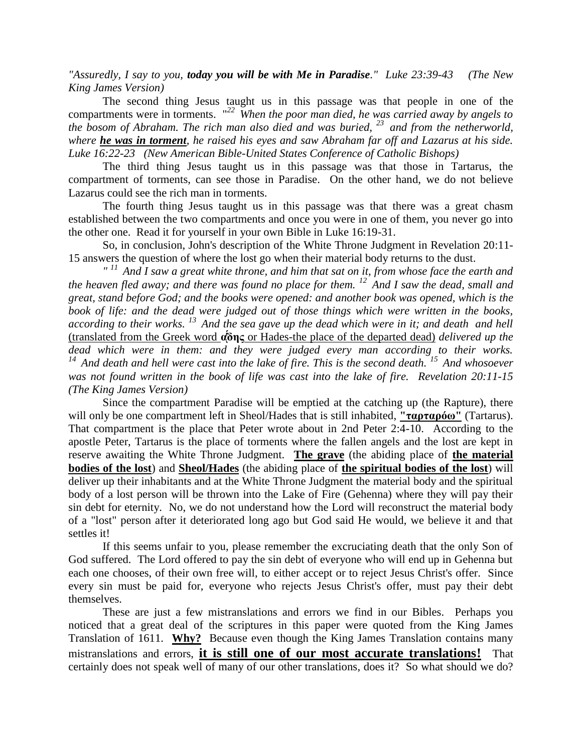*"Assuredly, I say to you, **today you will be with Me in Paradise**." Luke 23:39-43 (The New King James Version)*

The second thing Jesus taught us in this passage was that people in one of the compartments were in torments. "[22] *When the poor man died, he was carried away by angels to the bosom of Abraham. The rich man also died and was buried,* [23] *and from the netherworld, where **he was in torment**, he raised his eyes and saw Abraham far off and Lazarus at his side. Luke 16:22-23 (New American Bible-United States Conference of Catholic Bishops)*

The third thing Jesus taught us in this passage was that those in Tartarus, the compartment of torments, can see those in Paradise. On the other hand, we do not believe Lazarus could see the rich man in torments.

The fourth thing Jesus taught us in this passage was that there was a great chasm established between the two compartments and once you were in one of them, you never go into the other one. Read it for yourself in your own Bible in Luke 16:19-31.

So, in conclusion, John's description of the White Throne Judgment in Revelation 20:11-15 answers the question of where the lost go when their material body returns to the dust.

*"* [11] *And I saw a great white throne, and him that sat on it, from whose face the earth and the heaven fled away; and there was found no place for them.* [12] *And I saw the dead, small and great, stand before God; and the books were opened: and another book was opened, which is the book of life: and the dead were judged out of those things which were written in the books, according to their works.* [13] *And the sea gave up the dead which were in it; and death and hell* <u>(translated from the Greek word **ᾅδης** or Hades-the place of the departed dead)</u> *delivered up the dead which were in them: and they were judged every man according to their works.* [14] *And death and hell were cast into the lake of fire. This is the second death.* [15] *And whosoever was not found written in the book of life was cast into the lake of fire. Revelation 20:11-15 (The King James Version)*

Since the compartment Paradise will be emptied at the catching up (the Rapture), there will only be one compartment left in Sheol/Hades that is still inhabited, <u>**"ταρταρόω"**</u> (Tartarus). That compartment is the place that Peter wrote about in 2nd Peter 2:4-10. According to the apostle Peter, Tartarus is the place of torments where the fallen angels and the lost are kept in reserve awaiting the White Throne Judgment. <u>**The grave**</u> (the abiding place of <u>**the material bodies of the lost**</u>) and <u>**Sheol/Hades**</u> (the abiding place of <u>**the spiritual bodies of the lost**</u>) will deliver up their inhabitants and at the White Throne Judgment the material body and the spiritual body of a lost person will be thrown into the Lake of Fire (Gehenna) where they will pay their sin debt for eternity. No, we do not understand how the Lord will reconstruct the material body of a "lost" person after it deteriorated long ago but God said He would, we believe it and that settles it!

If this seems unfair to you, please remember the excruciating death that the only Son of God suffered. The Lord offered to pay the sin debt of everyone who will end up in Gehenna but each one chooses, of their own free will, to either accept or to reject Jesus Christ's offer. Since every sin must be paid for, everyone who rejects Jesus Christ's offer, must pay their debt themselves.

These are just a few mistranslations and errors we find in our Bibles. Perhaps you noticed that a great deal of the scriptures in this paper were quoted from the King James Translation of 1611. <u>**Why?**</u> Because even though the King James Translation contains many mistranslations and errors, <u>**it is still one of our most accurate translations!**</u> That certainly does not speak well of many of our other translations, does it? So what should we do?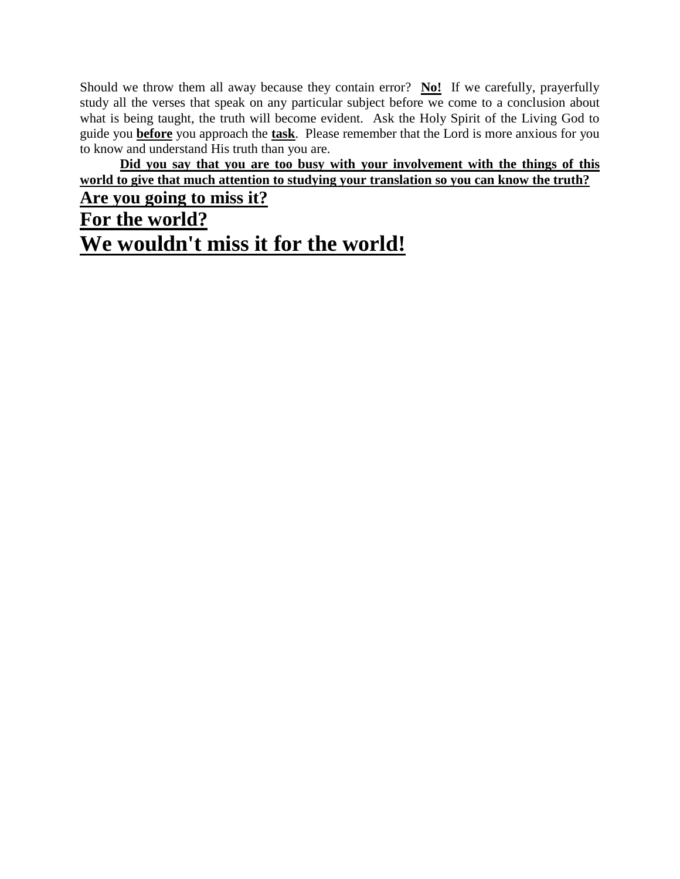Should we throw them all away because they contain error? **No!** If we carefully, prayerfully study all the verses that speak on any particular subject before we come to a conclusion about what is being taught, the truth will become evident. Ask the Holy Spirit of the Living God to guide you **before** you approach the **task**. Please remember that the Lord is more anxious for you to know and understand His truth than you are.

**Did you say that you are too busy with your involvement with the things of this world to give that much attention to studying your translation so you can know the truth?**

**Are you going to miss it?**

**For the world?**

## We wouldn't miss it for the world!